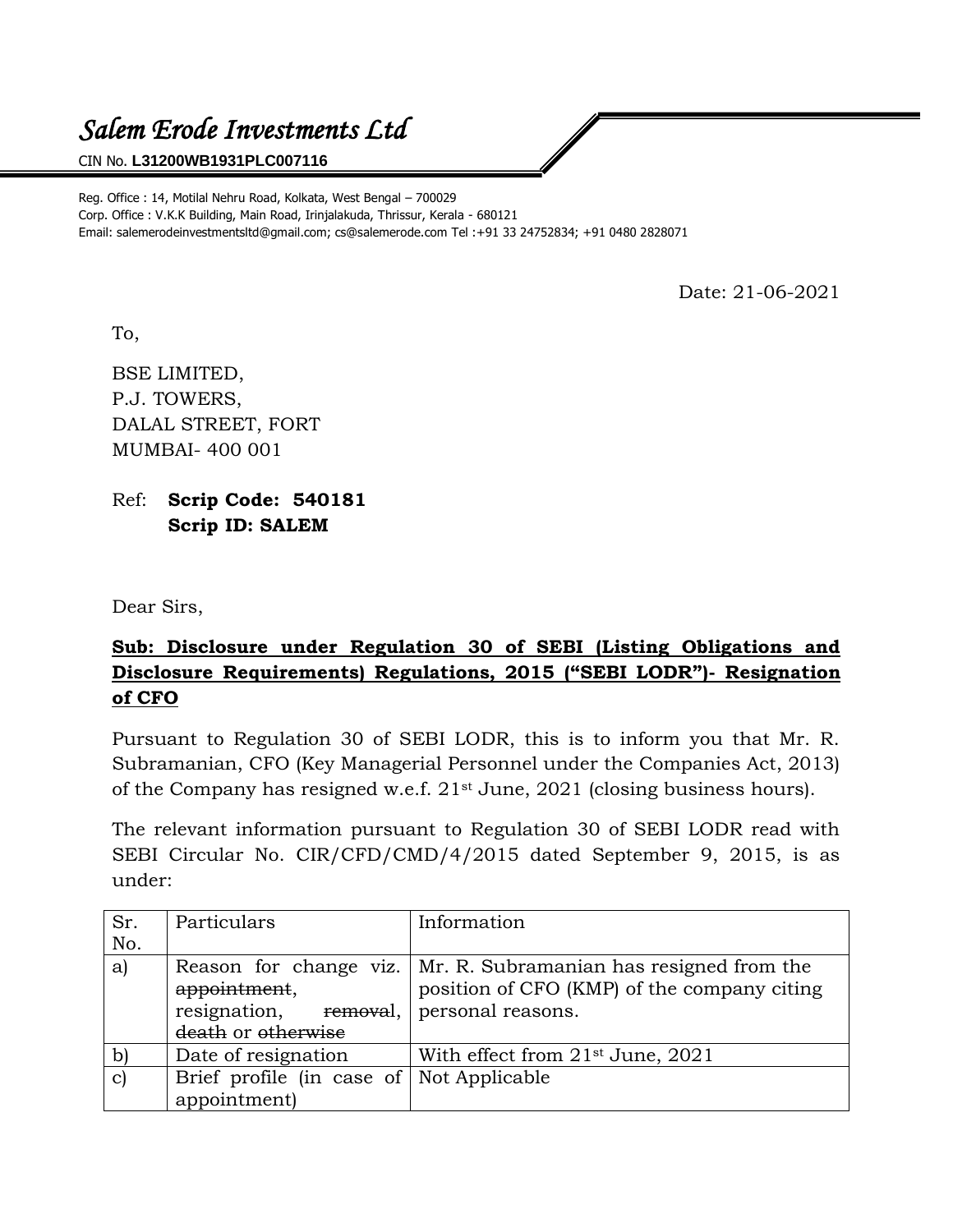# *Salem Erode Investments Ltd*

CIN No. **L31200WB1931PLC007116**

Reg. Office : 14, Motilal Nehru Road, Kolkata, West Bengal – 700029
Corp. Office : V.K.K Building, Main Road, Irinjalakuda, Thrissur, Kerala - 680121
Email: salemerodeinvestmentsltd@gmail.com; cs@salemerode.com Tel :+91 33 24752834; +91 0480 2828071

Date: 21-06-2021

To,

BSE LIMITED,
P.J. TOWERS,
DALAL STREET, FORT
MUMBAI- 400 001

Ref: **Scrip Code: 540181**
**Scrip ID: SALEM**

Dear Sirs,

**Sub: Disclosure under Regulation 30 of SEBI (Listing Obligations and Disclosure Requirements) Regulations, 2015 ("SEBI LODR")- Resignation of CFO**

Pursuant to Regulation 30 of SEBI LODR, this is to inform you that Mr. R. Subramanian, CFO (Key Managerial Personnel under the Companies Act, 2013) of the Company has resigned w.e.f. 21st June, 2021 (closing business hours).

The relevant information pursuant to Regulation 30 of SEBI LODR read with SEBI Circular No. CIR/CFD/CMD/4/2015 dated September 9, 2015, is as under:

| Sr. No. | Particulars | Information |
|---|---|---|
| a) | Reason for change viz. ~~appointment~~, resignation, ~~removal~~, ~~death~~ or ~~otherwise~~ | Mr. R. Subramanian has resigned from the position of CFO (KMP) of the company citing personal reasons. |
| b) | Date of resignation | With effect from 21st June, 2021 |
| c) | Brief profile (in case of appointment) | Not Applicable |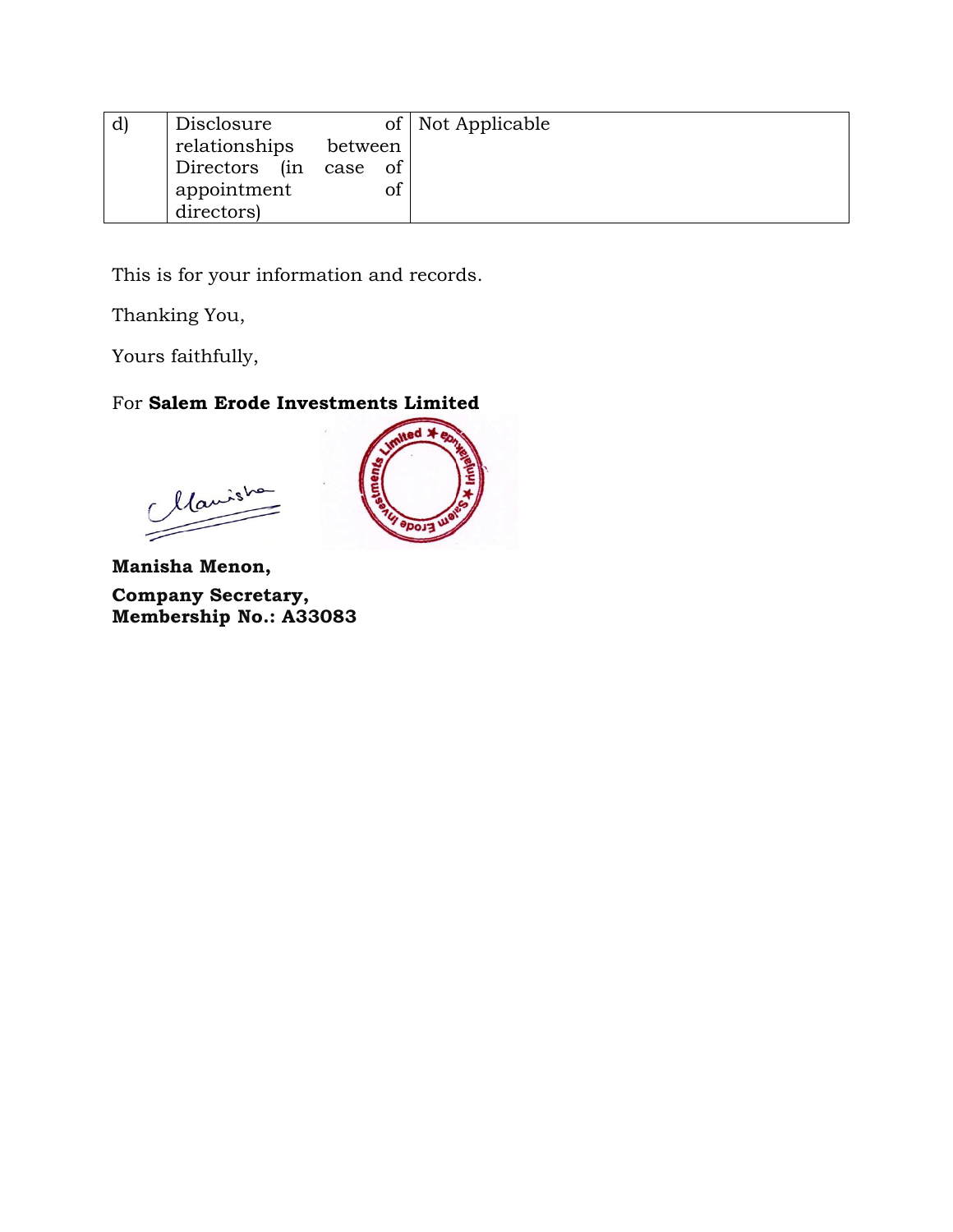| | | |
|---|---|---|
| d) | Disclosure of relationships between Directors (in case of appointment of directors) | Not Applicable |

This is for your information and records.

Thanking You,

Yours faithfully,

For **Salem Erode Investments Limited**

**Manisha Menon,**

**Company Secretary,**
**Membership No.: A33083**